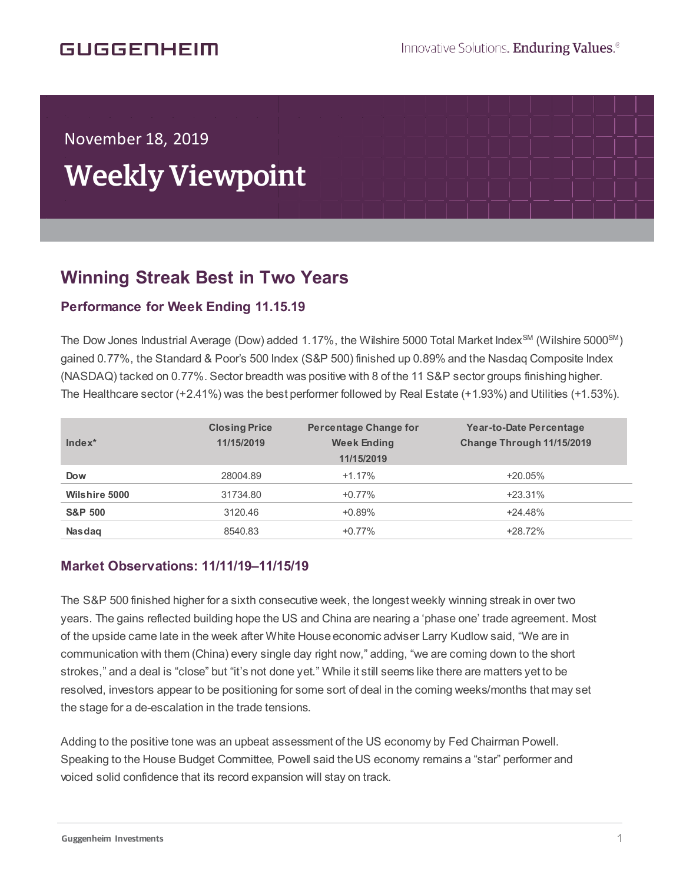GUGGENHEIM

Innovative Solutions. Enduring Values.®

November 18, 2019

# Weekly Viewpoint

## Winning Streak Best in Two Years

### Performance for Week Ending 11.15.19

The Dow Jones Industrial Average (Dow) added 1.17%, the Wilshire 5000 Total Market Index℠ (Wilshire 5000℠) gained 0.77%, the Standard & Poor's 500 Index (S&P 500) finished up 0.89% and the Nasdaq Composite Index (NASDAQ) tacked on 0.77%. Sector breadth was positive with 8 of the 11 S&P sector groups finishing higher. The Healthcare sector (+2.41%) was the best performer followed by Real Estate (+1.93%) and Utilities (+1.53%).

| Index* | Closing Price 11/15/2019 | Percentage Change for Week Ending 11/15/2019 | Year-to-Date Percentage Change Through 11/15/2019 |
|---|---|---|---|
| **Dow** | 28004.89 | +1.17% | +20.05% |
| **Wilshire 5000** | 31734.80 | +0.77% | +23.31% |
| **S&P 500** | 3120.46 | +0.89% | +24.48% |
| **Nasdaq** | 8540.83 | +0.77% | +28.72% |

### Market Observations: 11/11/19–11/15/19

The S&P 500 finished higher for a sixth consecutive week, the longest weekly winning streak in over two years. The gains reflected building hope the US and China are nearing a 'phase one' trade agreement. Most of the upside came late in the week after White House economic adviser Larry Kudlow said, "We are in communication with them (China) every single day right now," adding, "we are coming down to the short strokes," and a deal is "close" but "it's not done yet." While it still seems like there are matters yet to be resolved, investors appear to be positioning for some sort of deal in the coming weeks/months that may set the stage for a de-escalation in the trade tensions.

Adding to the positive tone was an upbeat assessment of the US economy by Fed Chairman Powell. Speaking to the House Budget Committee, Powell said the US economy remains a "star" performer and voiced solid confidence that its record expansion will stay on track.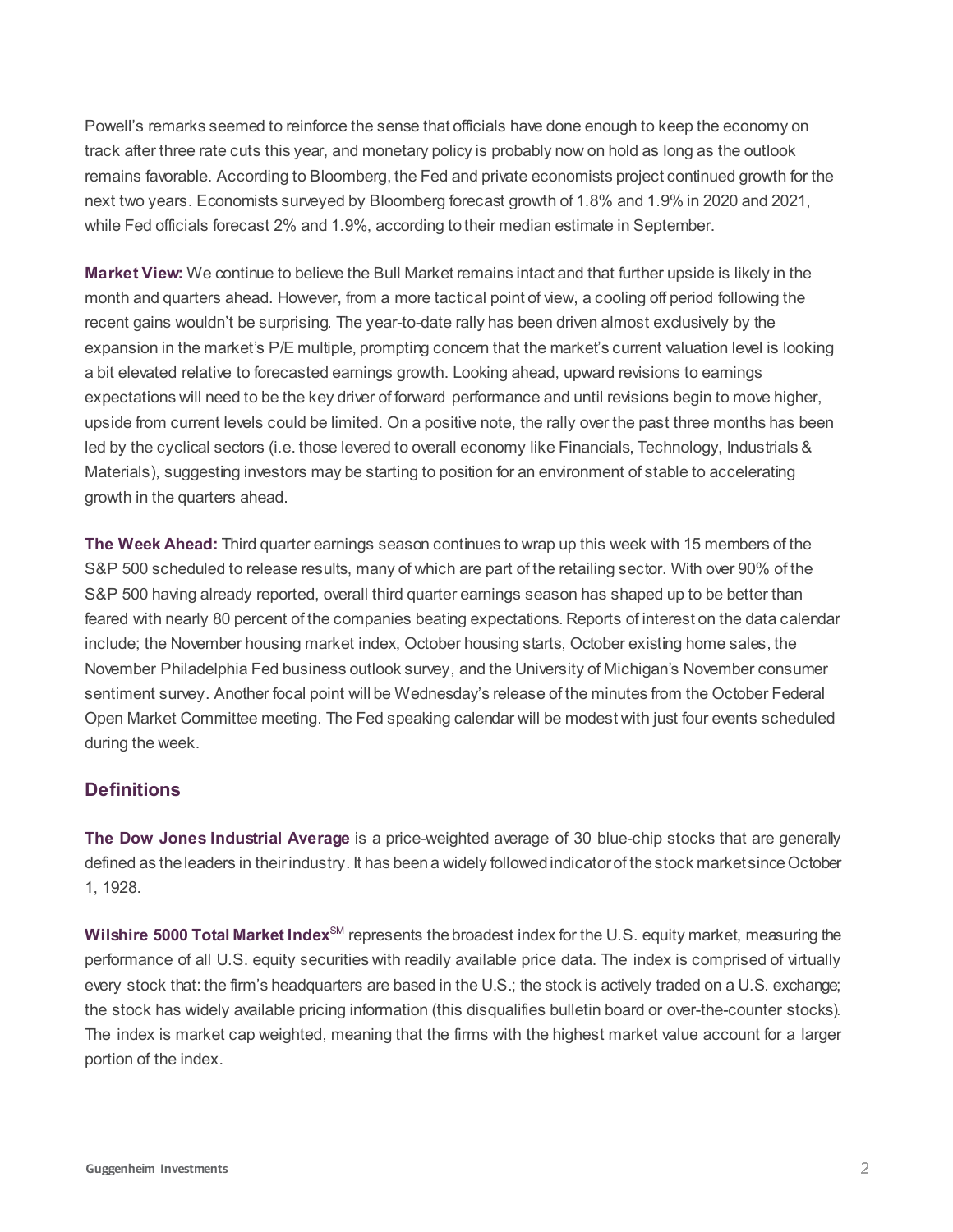Powell's remarks seemed to reinforce the sense that officials have done enough to keep the economy on track after three rate cuts this year, and monetary policy is probably now on hold as long as the outlook remains favorable. According to Bloomberg, the Fed and private economists project continued growth for the next two years. Economists surveyed by Bloomberg forecast growth of 1.8% and 1.9% in 2020 and 2021, while Fed officials forecast 2% and 1.9%, according to their median estimate in September.

**Market View:** We continue to believe the Bull Market remains intact and that further upside is likely in the month and quarters ahead. However, from a more tactical point of view, a cooling off period following the recent gains wouldn't be surprising. The year-to-date rally has been driven almost exclusively by the expansion in the market's P/E multiple, prompting concern that the market's current valuation level is looking a bit elevated relative to forecasted earnings growth. Looking ahead, upward revisions to earnings expectations will need to be the key driver of forward performance and until revisions begin to move higher, upside from current levels could be limited. On a positive note, the rally over the past three months has been led by the cyclical sectors (i.e. those levered to overall economy like Financials, Technology, Industrials & Materials), suggesting investors may be starting to position for an environment of stable to accelerating growth in the quarters ahead.

**The Week Ahead:** Third quarter earnings season continues to wrap up this week with 15 members of the S&P 500 scheduled to release results, many of which are part of the retailing sector. With over 90% of the S&P 500 having already reported, overall third quarter earnings season has shaped up to be better than feared with nearly 80 percent of the companies beating expectations. Reports of interest on the data calendar include; the November housing market index, October housing starts, October existing home sales, the November Philadelphia Fed business outlook survey, and the University of Michigan's November consumer sentiment survey. Another focal point will be Wednesday's release of the minutes from the October Federal Open Market Committee meeting. The Fed speaking calendar will be modest with just four events scheduled during the week.

## Definitions

**The Dow Jones Industrial Average** is a price-weighted average of 30 blue-chip stocks that are generally defined as the leaders in their industry. It has been a widely followed indicator of the stock market since October 1, 1928.

**Wilshire 5000 Total Market Index**SM represents the broadest index for the U.S. equity market, measuring the performance of all U.S. equity securities with readily available price data. The index is comprised of virtually every stock that: the firm's headquarters are based in the U.S.; the stock is actively traded on a U.S. exchange; the stock has widely available pricing information (this disqualifies bulletin board or over-the-counter stocks). The index is market cap weighted, meaning that the firms with the highest market value account for a larger portion of the index.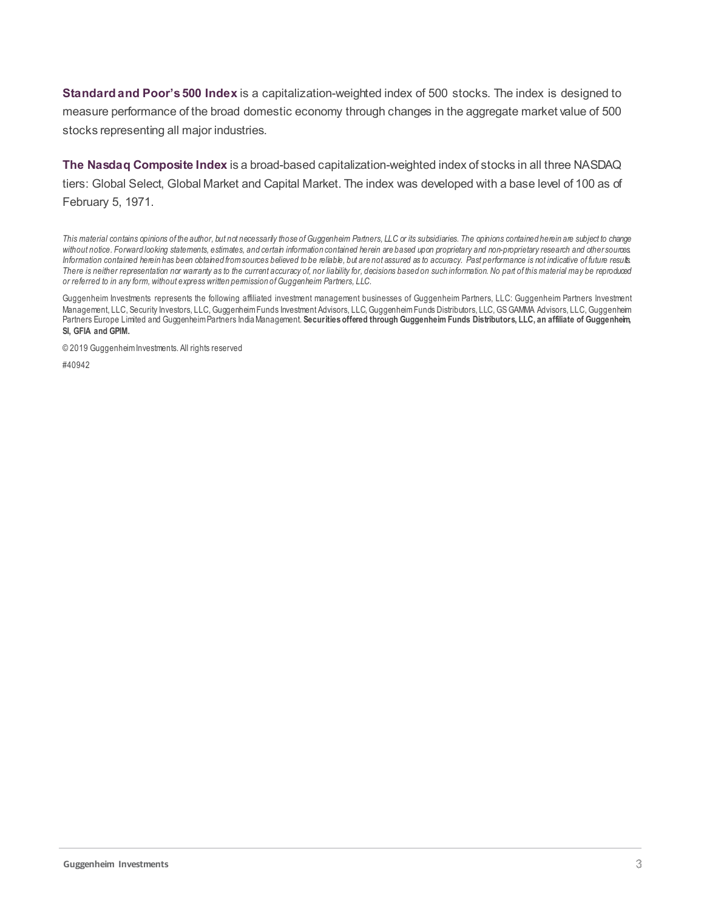**Standard and Poor's 500 Index** is a capitalization-weighted index of 500 stocks. The index is designed to measure performance of the broad domestic economy through changes in the aggregate market value of 500 stocks representing all major industries.

**The Nasdaq Composite Index** is a broad-based capitalization-weighted index of stocks in all three NASDAQ tiers: Global Select, Global Market and Capital Market. The index was developed with a base level of 100 as of February 5, 1971.

*This material contains opinions of the author, but not necessarily those of Guggenheim Partners, LLC or its subsidiaries. The opinions contained herein are subject to change without notice. Forward looking statements, estimates, and certain information contained herein are based upon proprietary and non-proprietary research and other sources. Information contained herein has been obtained from sources believed to be reliable, but are not assured as to accuracy. Past performance is not indicative of future results. There is neither representation nor warranty as to the current accuracy of, nor liability for, decisions based on such information. No part of this material may be reproduced or referred to in any form, without express written permission of Guggenheim Partners, LLC.*

Guggenheim Investments represents the following affiliated investment management businesses of Guggenheim Partners, LLC: Guggenheim Partners Investment Management, LLC, Security Investors, LLC, Guggenheim Funds Investment Advisors, LLC, Guggenheim Funds Distributors, LLC, GS GAMMA Advisors, LLC, Guggenheim Partners Europe Limited and Guggenheim Partners India Management. **Securities offered through Guggenheim Funds Distributors, LLC, an affiliate of Guggenheim, SI, GFIA and GPIM.**

© 2019 Guggenheim Investments. All rights reserved

#40942